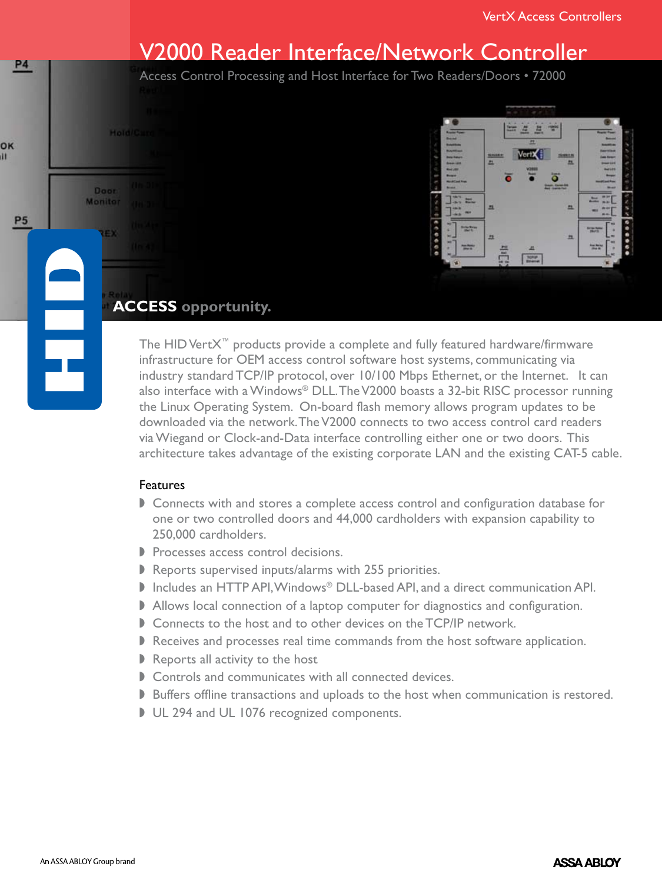VertX Access Controllers

# V2000 Reader Interface/Network Controller

Access Control Processing and Host Interface for Two Readers/Doors • 72000

**ACCESS** opportunity.

The HID VertX™ products provide a complete and fully featured hardware/firmware infrastructure for OEM access control software host systems, communicating via industry standard TCP/IP protocol, over 10/100 Mbps Ethernet, or the Internet. It can also interface with a Windows® DLL. The V2000 boasts a 32-bit RISC processor running the Linux Operating System. On-board flash memory allows program updates to be downloaded via the network. The V2000 connects to two access control card readers via Wiegand or Clock-and-Data interface controlling either one or two doors. This architecture takes advantage of the existing corporate LAN and the existing CAT-5 cable.

## Features

- Connects with and stores a complete access control and configuration database for one or two controlled doors and 44,000 cardholders with expansion capability to 250,000 cardholders.
- Processes access control decisions.
- Reports supervised inputs/alarms with 255 priorities.
- Includes an HTTP API, Windows® DLL-based API, and a direct communication API.
- Allows local connection of a laptop computer for diagnostics and configuration.
- Connects to the host and to other devices on the TCP/IP network.
- Receives and processes real time commands from the host software application.
- Reports all activity to the host
- Controls and communicates with all connected devices.
- Buffers offline transactions and uploads to the host when communication is restored.
- UL 294 and UL 1076 recognized components.

An ASSA ABLOY Group brand

ASSA ABLOY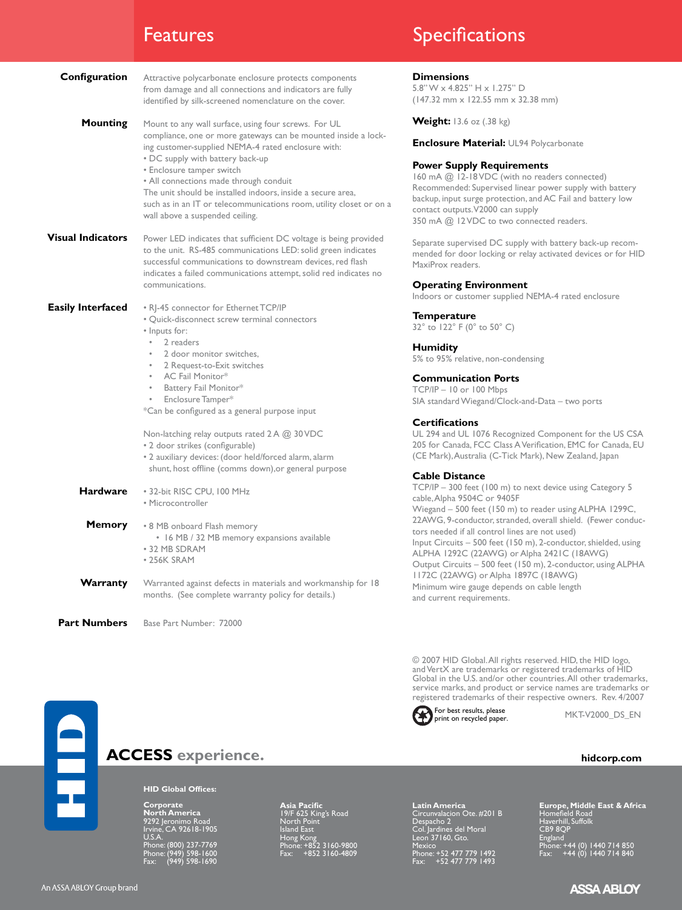## Features

**Configuration**

Attractive polycarbonate enclosure protects components from damage and all connections and indicators are fully identified by silk-screened nomenclature on the cover.

**Mounting**

Mount to any wall surface, using four screws. For UL compliance, one or more gateways can be mounted inside a locking customer-supplied NEMA-4 rated enclosure with:

- DC supply with battery back-up
- Enclosure tamper switch
- All connections made through conduit

The unit should be installed indoors, inside a secure area, such as in an IT or telecommunications room, utility closet or on a wall above a suspended ceiling.

**Visual Indicators**

Power LED indicates that sufficient DC voltage is being provided to the unit. RS-485 communications LED: solid green indicates successful communications to downstream devices, red flash indicates a failed communications attempt, solid red indicates no communications.

**Easily Interfaced**

- RJ-45 connector for Ethernet TCP/IP
- Quick-disconnect screw terminal connectors
- Inputs for:
  - 2 readers
  - 2 door monitor switches,
  - 2 Request-to-Exit switches
  - AC Fail Monitor*
  - Battery Fail Monitor*
  - Enclosure Tamper*

*Can be configured as a general purpose input

Non-latching relay outputs rated 2 A @ 30 VDC

- 2 door strikes (configurable)
- 2 auxiliary devices: (door held/forced alarm, alarm shunt, host offline (comms down),or general purpose

**Hardware**

- 32-bit RISC CPU, 100 MHz
- Microcontroller

**Memory**

- 8 MB onboard Flash memory
  - 16 MB / 32 MB memory expansions available
- 32 MB SDRAM
- 256K SRAM

**Warranty**

Warranted against defects in materials and workmanship for 18 months. (See complete warranty policy for details.)

**Part Numbers**

Base Part Number: 72000

## Specifications

**Dimensions**

5.8" W x 4.825" H x 1.275" D
(147.32 mm x 122.55 mm x 32.38 mm)

**Weight:** 13.6 oz (.38 kg)

**Enclosure Material:** UL94 Polycarbonate

**Power Supply Requirements**

160 mA @ 12-18 VDC (with no readers connected)
Recommended: Supervised linear power supply with battery backup, input surge protection, and AC Fail and battery low contact outputs. V2000 can supply
350 mA @ 12 VDC to two connected readers.

Separate supervised DC supply with battery back-up recommended for door locking or relay activated devices or for HID MaxiProx readers.

**Operating Environment**

Indoors or customer supplied NEMA-4 rated enclosure

**Temperature**

32° to 122° F (0° to 50° C)

**Humidity**

5% to 95% relative, non-condensing

**Communication Ports**

TCP/IP – 10 or 100 Mbps
SIA standard Wiegand/Clock-and-Data – two ports

**Certifications**

UL 294 and UL 1076 Recognized Component for the US CSA 205 for Canada, FCC Class A Verification, EMC for Canada, EU (CE Mark), Australia (C-Tick Mark), New Zealand, Japan

**Cable Distance**

TCP/IP – 300 feet (100 m) to next device using Category 5 cable, Alpha 9504C or 9405F
Wiegand – 500 feet (150 m) to reader using ALPHA 1299C, 22AWG, 9-conductor, stranded, overall shield. (Fewer conductors needed if all control lines are not used)
Input Circuits – 500 feet (150 m), 2-conductor, shielded, using ALPHA 1292C (22AWG) or Alpha 2421C (18AWG)
Output Circuits – 500 feet (150 m), 2-conductor, using ALPHA 1172C (22AWG) or Alpha 1897C (18AWG)
Minimum wire gauge depends on cable length and current requirements.

© 2007 HID Global. All rights reserved. HID, the HID logo, and VertX are trademarks or registered trademarks of HID Global in the U.S. and/or other countries. All other trademarks, service marks, and product or service names are trademarks or registered trademarks of their respective owners. Rev. 4/2007

For best results, please print on recycled paper.

MKT-V2000_DS_EN

**ACCESS experience.**

hidcorp.com

**HID Global Offices:**

**Corporate**
**North America**
9292 Jeronimo Road
Irvine, CA 92618-1905
U.S.A.
Phone: (800) 237-7769
Phone: (949) 598-1600
Fax: (949) 598-1690

**Asia Pacific**
19/F 625 King's Road
North Point
Island East
Hong Kong
Phone: +852 3160-9800
Fax: +852 3160-4809

**Latin America**
Circunvalacion Ote. #201 B
Despacho 2
Col. Jardines del Moral
Leon 37160, Gto.
Mexico
Phone: +52 477 779 1492
Fax: +52 477 779 1493

**Europe, Middle East & Africa**
Homefield Road
Haverhill, Suffolk
CB9 8QP
England
Phone: +44 (0) 1440 714 850
Fax: +44 (0) 1440 714 840

An ASSA ABLOY Group brand

ASSA ABLOY